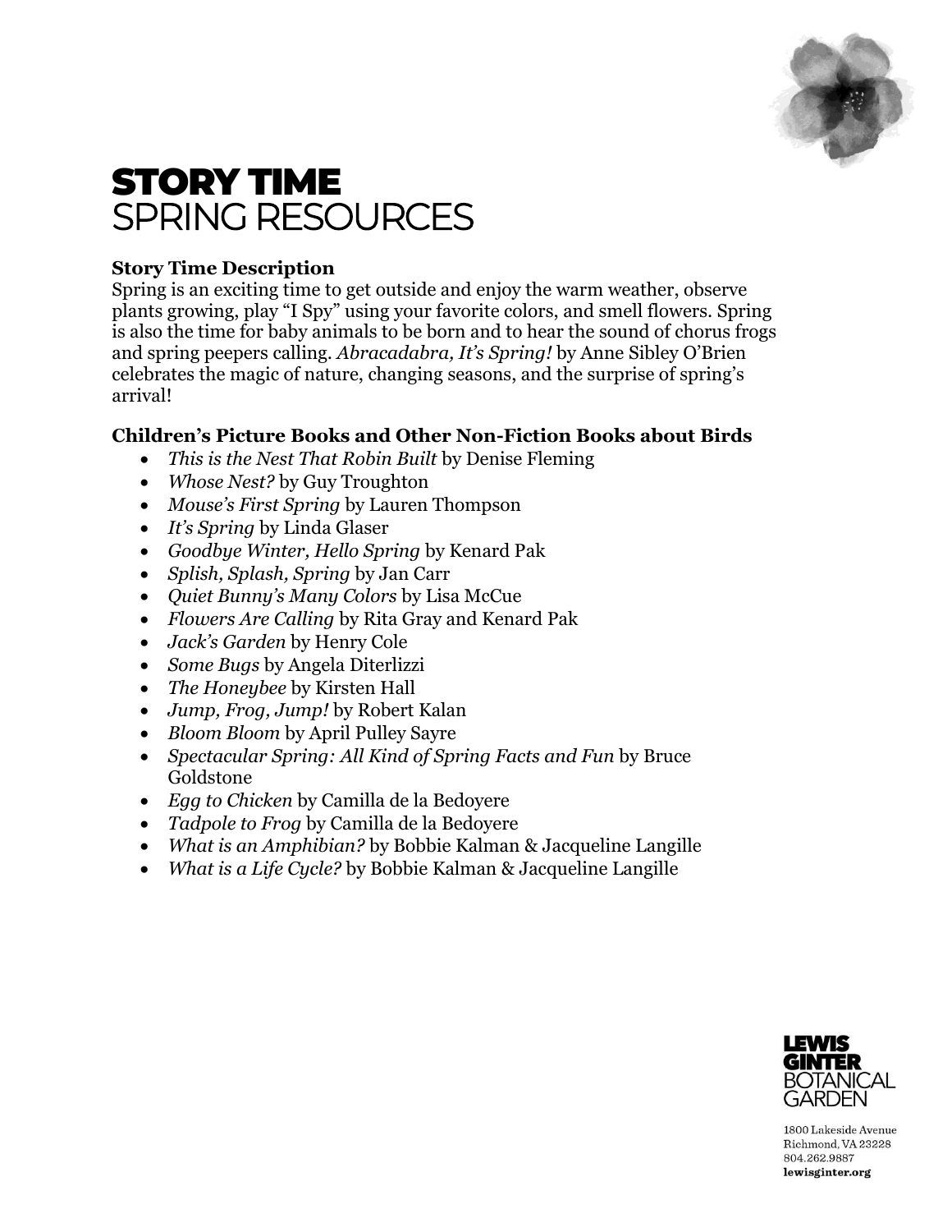# STORY TIME
## SPRING RESOURCES

**Story Time Description**

Spring is an exciting time to get outside and enjoy the warm weather, observe plants growing, play "I Spy" using your favorite colors, and smell flowers. Spring is also the time for baby animals to be born and to hear the sound of chorus frogs and spring peepers calling. *Abracadabra, It's Spring!* by Anne Sibley O'Brien celebrates the magic of nature, changing seasons, and the surprise of spring's arrival!

**Children's Picture Books and Other Non-Fiction Books about Birds**

- *This is the Nest That Robin Built* by Denise Fleming
- *Whose Nest?* by Guy Troughton
- *Mouse's First Spring* by Lauren Thompson
- *It's Spring* by Linda Glaser
- *Goodbye Winter, Hello Spring* by Kenard Pak
- *Splish, Splash, Spring* by Jan Carr
- *Quiet Bunny's Many Colors* by Lisa McCue
- *Flowers Are Calling* by Rita Gray and Kenard Pak
- *Jack's Garden* by Henry Cole
- *Some Bugs* by Angela Diterlizzi
- *The Honeybee* by Kirsten Hall
- *Jump, Frog, Jump!* by Robert Kalan
- *Bloom Bloom* by April Pulley Sayre
- *Spectacular Spring: All Kind of Spring Facts and Fun* by Bruce Goldstone
- *Egg to Chicken* by Camilla de la Bedoyere
- *Tadpole to Frog* by Camilla de la Bedoyere
- *What is an Amphibian?* by Bobbie Kalman & Jacqueline Langille
- *What is a Life Cycle?* by Bobbie Kalman & Jacqueline Langille

LEWIS GINTER BOTANICAL GARDEN

1800 Lakeside Avenue
Richmond, VA 23228
804.262.9887
**lewisginter.org**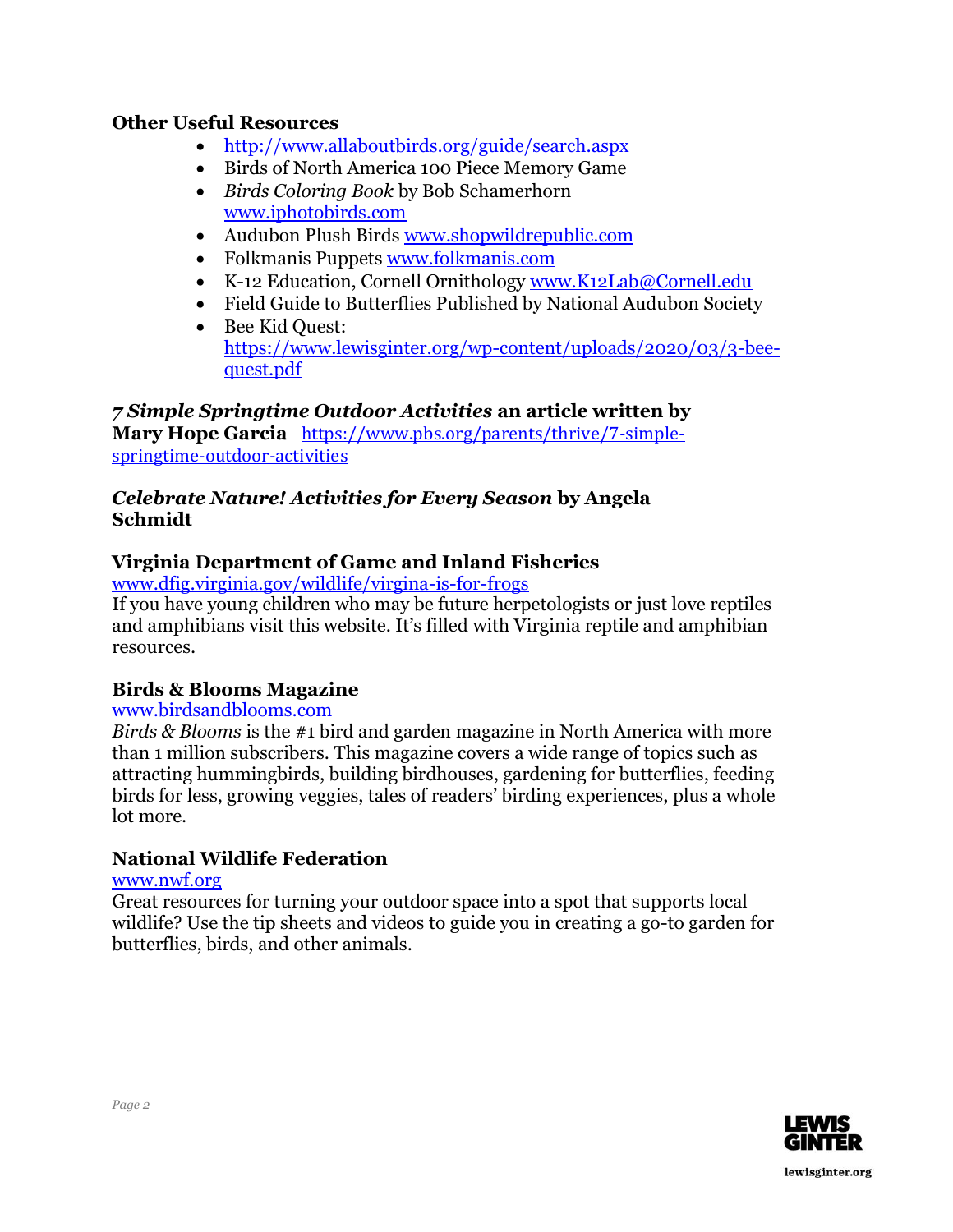### Other Useful Resources

- http://www.allaboutbirds.org/guide/search.aspx
- Birds of North America 100 Piece Memory Game
- *Birds Coloring Book* by Bob Schamerhorn www.iphotobirds.com
- Audubon Plush Birds www.shopwildrepublic.com
- Folkmanis Puppets www.folkmanis.com
- K-12 Education, Cornell Ornithology www.K12Lab@Cornell.edu
- Field Guide to Butterflies Published by National Audubon Society
- Bee Kid Quest: https://www.lewisginter.org/wp-content/uploads/2020/03/3-bee-quest.pdf

***7 Simple Springtime Outdoor Activities* an article written by Mary Hope Garcia** https://www.pbs.org/parents/thrive/7-simple-springtime-outdoor-activities

***Celebrate Nature! Activities for Every Season* by Angela Schmidt**

### Virginia Department of Game and Inland Fisheries

www.dfig.virginia.gov/wildlife/virgina-is-for-frogs
If you have young children who may be future herpetologists or just love reptiles and amphibians visit this website. It's filled with Virginia reptile and amphibian resources.

### Birds & Blooms Magazine

www.birdsandblooms.com
*Birds & Blooms* is the #1 bird and garden magazine in North America with more than 1 million subscribers. This magazine covers a wide range of topics such as attracting hummingbirds, building birdhouses, gardening for butterflies, feeding birds for less, growing veggies, tales of readers' birding experiences, plus a whole lot more.

### National Wildlife Federation

www.nwf.org
Great resources for turning your outdoor space into a spot that supports local wildlife? Use the tip sheets and videos to guide you in creating a go-to garden for butterflies, birds, and other animals.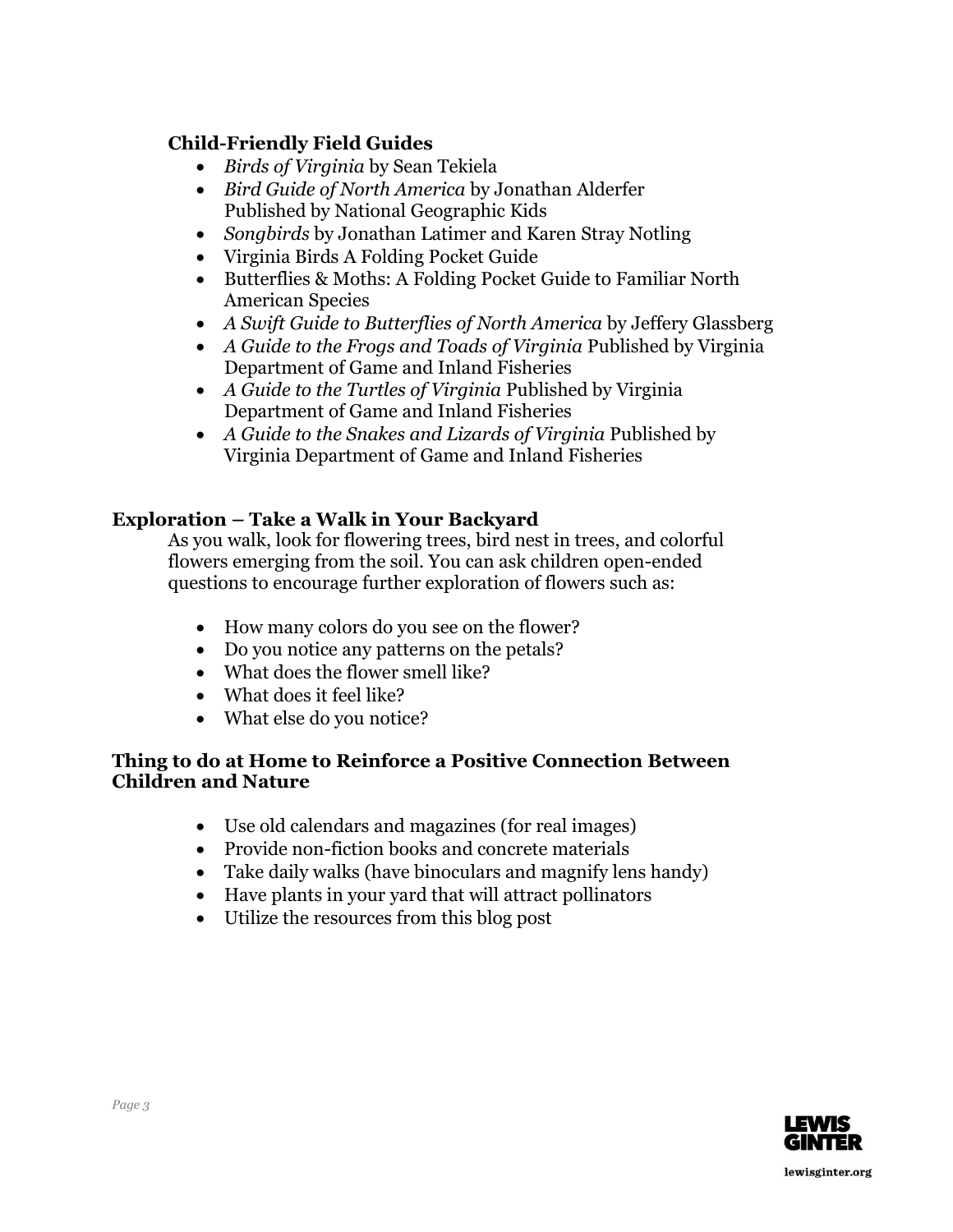### Child-Friendly Field Guides

- *Birds of Virginia* by Sean Tekiela
- *Bird Guide of North America* by Jonathan Alderfer Published by National Geographic Kids
- *Songbirds* by Jonathan Latimer and Karen Stray Notling
- Virginia Birds A Folding Pocket Guide
- Butterflies & Moths: A Folding Pocket Guide to Familiar North American Species
- *A Swift Guide to Butterflies of North America* by Jeffery Glassberg
- *A Guide to the Frogs and Toads of Virginia* Published by Virginia Department of Game and Inland Fisheries
- *A Guide to the Turtles of Virginia* Published by Virginia Department of Game and Inland Fisheries
- *A Guide to the Snakes and Lizards of Virginia* Published by Virginia Department of Game and Inland Fisheries

## Exploration – Take a Walk in Your Backyard

As you walk, look for flowering trees, bird nest in trees, and colorful flowers emerging from the soil. You can ask children open-ended questions to encourage further exploration of flowers such as:

- How many colors do you see on the flower?
- Do you notice any patterns on the petals?
- What does the flower smell like?
- What does it feel like?
- What else do you notice?

## Thing to do at Home to Reinforce a Positive Connection Between Children and Nature

- Use old calendars and magazines (for real images)
- Provide non-fiction books and concrete materials
- Take daily walks (have binoculars and magnify lens handy)
- Have plants in your yard that will attract pollinators
- Utilize the resources from this blog post